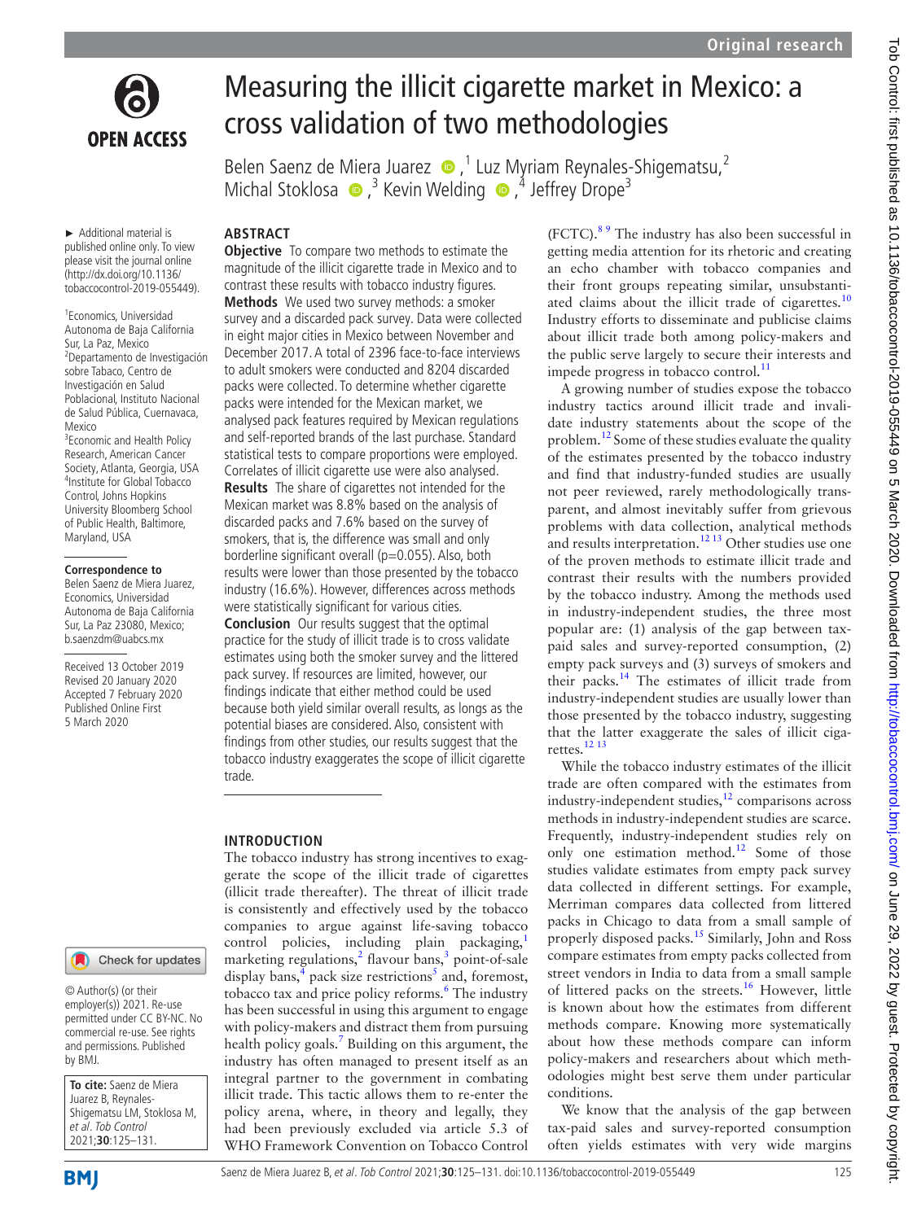# Measuring the illicit cigarette market in Mexico: a cross validation of two methodologies

Belen Saenz de Miera Juarez [1], Luz Myriam Reynales-Shigematsu [2], Michal Stoklosa [3], Kevin Welding [4], Jeffrey Drope [3]

► Additional material is published online only. To view please visit the journal online (http://dx.doi.org/10.1136/tobaccocontrol-2019-055449).

[1] Economics, Universidad Autonoma de Baja California Sur, La Paz, Mexico
[2] Departamento de Investigación sobre Tabaco, Centro de Investigación en Salud Poblacional, Instituto Nacional de Salud Pública, Cuernavaca, Mexico
[3] Economic and Health Policy Research, American Cancer Society, Atlanta, Georgia, USA
[4] Institute for Global Tobacco Control, Johns Hopkins University Bloomberg School of Public Health, Baltimore, Maryland, USA

**Correspondence to**
Belen Saenz de Miera Juarez, Economics, Universidad Autonoma de Baja California Sur, La Paz 23080, Mexico; b.saenzdm@uabcs.mx

Received 13 October 2019
Revised 20 January 2020
Accepted 7 February 2020
Published Online First 5 March 2020

© Author(s) (or their employer(s)) 2021. Re-use permitted under CC BY-NC. No commercial re-use. See rights and permissions. Published by BMJ.

**To cite:** Saenz de Miera Juarez B, Reynales-Shigematsu LM, Stoklosa M, *et al. Tob Control* 2021;**30**:125–131.

## ABSTRACT

**Objective** To compare two methods to estimate the magnitude of the illicit cigarette trade in Mexico and to contrast these results with tobacco industry figures.

**Methods** We used two survey methods: a smoker survey and a discarded pack survey. Data were collected in eight major cities in Mexico between November and December 2017. A total of 2396 face-to-face interviews to adult smokers were conducted and 8204 discarded packs were collected. To determine whether cigarette packs were intended for the Mexican market, we analysed pack features required by Mexican regulations and self-reported brands of the last purchase. Standard statistical tests to compare proportions were employed. Correlates of illicit cigarette use were also analysed.

**Results** The share of cigarettes not intended for the Mexican market was 8.8% based on the analysis of discarded packs and 7.6% based on the survey of smokers, that is, the difference was small and only borderline significant overall (p=0.055). Also, both results were lower than those presented by the tobacco industry (16.6%). However, differences across methods were statistically significant for various cities.

**Conclusion** Our results suggest that the optimal practice for the study of illicit trade is to cross validate estimates using both the smoker survey and the littered pack survey. If resources are limited, however, our findings indicate that either method could be used because both yield similar overall results, as longs as the potential biases are considered. Also, consistent with findings from other studies, our results suggest that the tobacco industry exaggerates the scope of illicit cigarette trade.

## INTRODUCTION

The tobacco industry has strong incentives to exaggerate the scope of the illicit trade of cigarettes (illicit trade thereafter). The threat of illicit trade is consistently and effectively used by the tobacco companies to argue against life-saving tobacco control policies, including plain packaging,[1] marketing regulations,[2] flavour bans,[3] point-of-sale display bans,[4] pack size restrictions[5] and, foremost, tobacco tax and price policy reforms.[6] The industry has been successful in using this argument to engage with policy-makers and distract them from pursuing health policy goals.[7] Building on this argument, the industry has often managed to present itself as an integral partner to the government in combating illicit trade. This tactic allows them to re-enter the policy arena, where, in theory and legally, they had been previously excluded via article 5.3 of WHO Framework Convention on Tobacco Control (FCTC).[8 9] The industry has also been successful in getting media attention for its rhetoric and creating an echo chamber with tobacco companies and their front groups repeating similar, unsubstantiated claims about the illicit trade of cigarettes.[10] Industry efforts to disseminate and publicise claims about illicit trade both among policy-makers and the public serve largely to secure their interests and impede progress in tobacco control.[11]

A growing number of studies expose the tobacco industry tactics around illicit trade and invalidate industry statements about the scope of the problem.[12] Some of these studies evaluate the quality of the estimates presented by the tobacco industry and find that industry-funded studies are usually not peer reviewed, rarely methodologically transparent, and almost inevitably suffer from grievous problems with data collection, analytical methods and results interpretation.[12 13] Other studies use one of the proven methods to estimate illicit trade and contrast their results with the numbers provided by the tobacco industry. Among the methods used in industry-independent studies, the three most popular are: (1) analysis of the gap between tax-paid sales and survey-reported consumption, (2) empty pack surveys and (3) surveys of smokers and their packs.[14] The estimates of illicit trade from industry-independent studies are usually lower than those presented by the tobacco industry, suggesting that the latter exaggerate the sales of illicit cigarettes.[12 13]

While the tobacco industry estimates of the illicit trade are often compared with the estimates from industry-independent studies,[12] comparisons across methods in industry-independent studies are scarce. Frequently, industry-independent studies rely on only one estimation method.[12] Some of those studies validate estimates from empty pack survey data collected in different settings. For example, Merriman compares data collected from littered packs in Chicago to data from a small sample of properly disposed packs.[15] Similarly, John and Ross compare estimates from empty packs collected from street vendors in India to data from a small sample of littered packs on the streets.[16] However, little is known about how the estimates from different methods compare. Knowing more systematically about how these methods compare can inform policy-makers and researchers about which methodologies might best serve them under particular conditions.

We know that the analysis of the gap between tax-paid sales and survey-reported consumption often yields estimates with very wide margins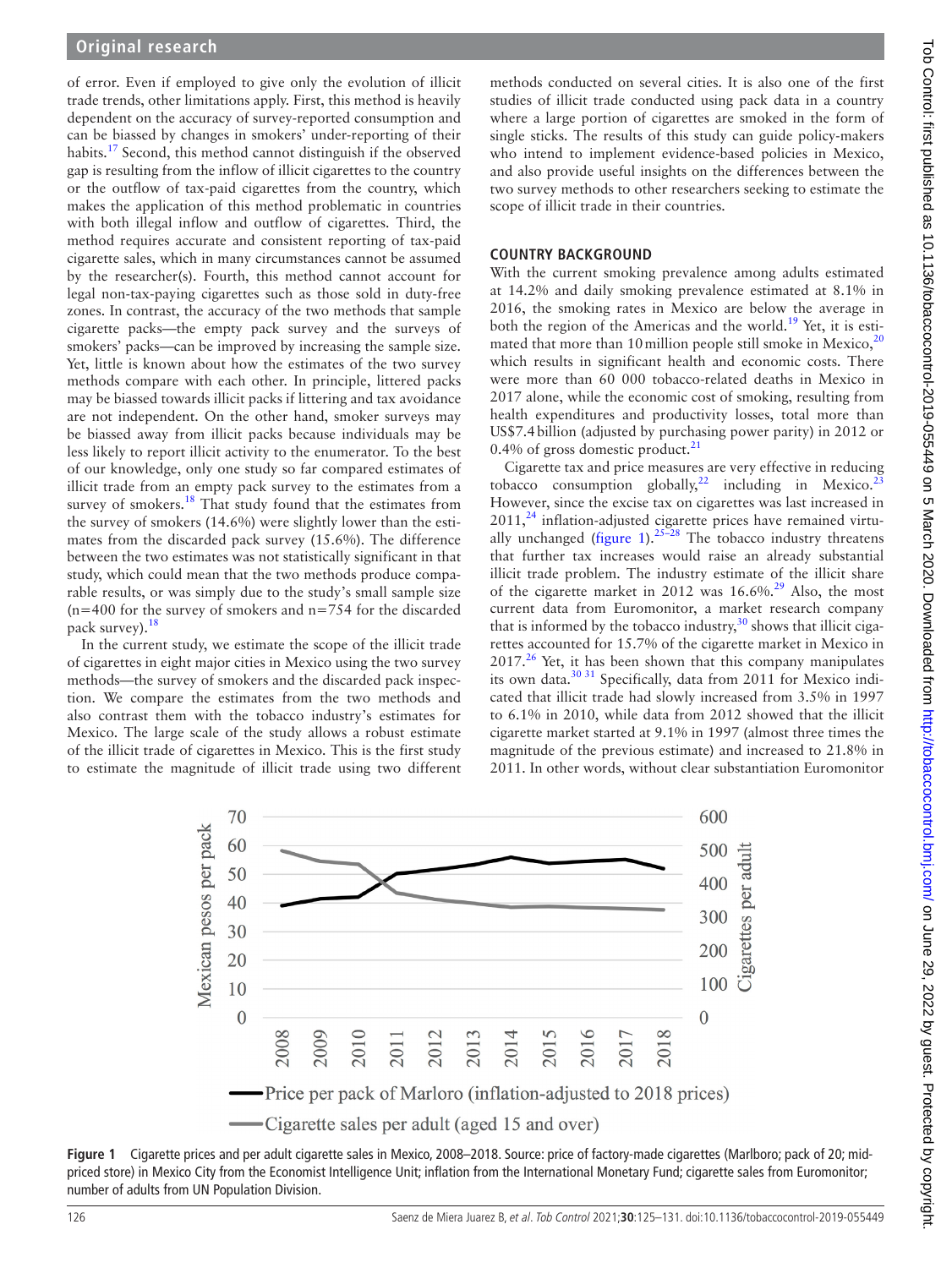of error. Even if employed to give only the evolution of illicit trade trends, other limitations apply. First, this method is heavily dependent on the accuracy of survey-reported consumption and can be biassed by changes in smokers' under-reporting of their habits.[17] Second, this method cannot distinguish if the observed gap is resulting from the inflow of illicit cigarettes to the country or the outflow of tax-paid cigarettes from the country, which makes the application of this method problematic in countries with both illegal inflow and outflow of cigarettes. Third, the method requires accurate and consistent reporting of tax-paid cigarette sales, which in many circumstances cannot be assumed by the researcher(s). Fourth, this method cannot account for legal non-tax-paying cigarettes such as those sold in duty-free zones. In contrast, the accuracy of the two methods that sample cigarette packs—the empty pack survey and the surveys of smokers' packs—can be improved by increasing the sample size. Yet, little is known about how the estimates of the two survey methods compare with each other. In principle, littered packs may be biassed towards illicit packs if littering and tax avoidance are not independent. On the other hand, smoker surveys may be biassed away from illicit packs because individuals may be less likely to report illicit activity to the enumerator. To the best of our knowledge, only one study so far compared estimates of illicit trade from an empty pack survey to the estimates from a survey of smokers.[18] That study found that the estimates from the survey of smokers (14.6%) were slightly lower than the estimates from the discarded pack survey (15.6%). The difference between the two estimates was not statistically significant in that study, which could mean that the two methods produce comparable results, or was simply due to the study's small sample size (n=400 for the survey of smokers and n=754 for the discarded pack survey).[18]

In the current study, we estimate the scope of the illicit trade of cigarettes in eight major cities in Mexico using the two survey methods—the survey of smokers and the discarded pack inspection. We compare the estimates from the two methods and also contrast them with the tobacco industry's estimates for Mexico. The large scale of the study allows a robust estimate of the illicit trade of cigarettes in Mexico. This is the first study to estimate the magnitude of illicit trade using two different methods conducted on several cities. It is also one of the first studies of illicit trade conducted using pack data in a country where a large portion of cigarettes are smoked in the form of single sticks. The results of this study can guide policy-makers who intend to implement evidence-based policies in Mexico, and also provide useful insights on the differences between the two survey methods to other researchers seeking to estimate the scope of illicit trade in their countries.

## COUNTRY BACKGROUND

With the current smoking prevalence among adults estimated at 14.2% and daily smoking prevalence estimated at 8.1% in 2016, the smoking rates in Mexico are below the average in both the region of the Americas and the world.[19] Yet, it is estimated that more than 10 million people still smoke in Mexico,[20] which results in significant health and economic costs. There were more than 60 000 tobacco-related deaths in Mexico in 2017 alone, while the economic cost of smoking, resulting from health expenditures and productivity losses, total more than US$7.4 billion (adjusted by purchasing power parity) in 2012 or 0.4% of gross domestic product.[21]

Cigarette tax and price measures are very effective in reducing tobacco consumption globally,[22] including in Mexico.[23] However, since the excise tax on cigarettes was last increased in 2011,[24] inflation-adjusted cigarette prices have remained virtually unchanged (figure 1).[25–28] The tobacco industry threatens that further tax increases would raise an already substantial illicit trade problem. The industry estimate of the illicit share of the cigarette market in 2012 was 16.6%.[29] Also, the most current data from Euromonitor, a market research company that is informed by the tobacco industry,[30] shows that illicit cigarettes accounted for 15.7% of the cigarette market in Mexico in 2017.[26] Yet, it has been shown that this company manipulates its own data.[30 31] Specifically, data from 2011 for Mexico indicated that illicit trade had slowly increased from 3.5% in 1997 to 6.1% in 2010, while data from 2012 showed that the illicit cigarette market started at 9.1% in 1997 (almost three times the magnitude of the previous estimate) and increased to 21.8% in 2011. In other words, without clear substantiation Euromonitor

Mexican pesos per pack: 70, 60, 50, 40, 30, 20, 10, 0
Cigarettes per adult: 600, 500, 400, 300, 200, 100, 0
2008, 2009, 2010, 2011, 2012, 2013, 2014, 2015, 2016, 2017, 2018
Price per pack of Marloro (inflation-adjusted to 2018 prices)
Cigarette sales per adult (aged 15 and over)

**Figure 1** Cigarette prices and per adult cigarette sales in Mexico, 2008–2018. Source: price of factory-made cigarettes (Marlboro; pack of 20; mid-priced store) in Mexico City from the Economist Intelligence Unit; inflation from the International Monetary Fund; cigarette sales from Euromonitor; number of adults from UN Population Division.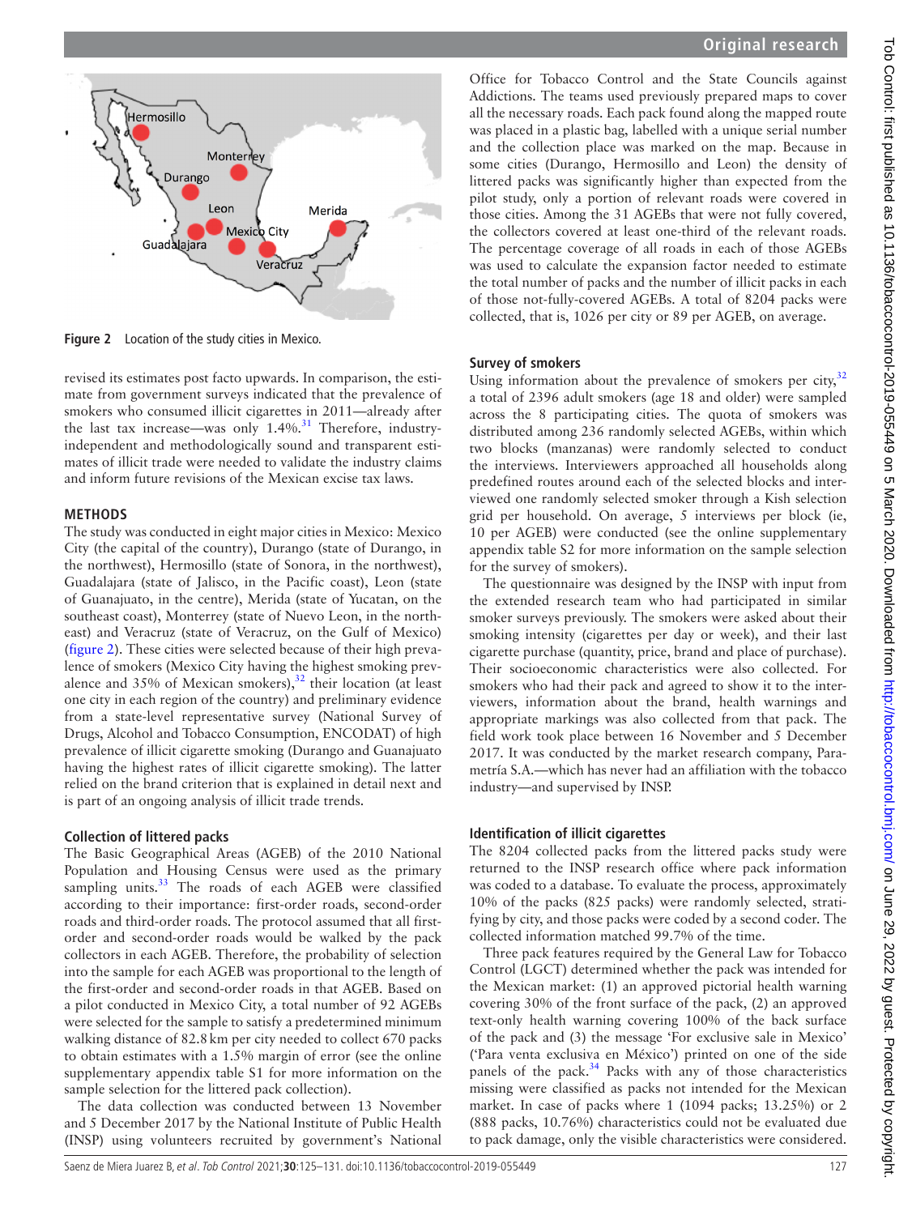Figure 2 Location of the study cities in Mexico.

revised its estimates post facto upwards. In comparison, the estimate from government surveys indicated that the prevalence of smokers who consumed illicit cigarettes in 2011—already after the last tax increase—was only 1.4%.[31] Therefore, industry-independent and methodologically sound and transparent estimates of illicit trade were needed to validate the industry claims and inform future revisions of the Mexican excise tax laws.

## METHODS

The study was conducted in eight major cities in Mexico: Mexico City (the capital of the country), Durango (state of Durango, in the northwest), Hermosillo (state of Sonora, in the northwest), Guadalajara (state of Jalisco, in the Pacific coast), Leon (state of Guanajuato, in the centre), Merida (state of Yucatan, on the southeast coast), Monterrey (state of Nuevo Leon, in the northeast) and Veracruz (state of Veracruz, on the Gulf of Mexico) (figure 2). These cities were selected because of their high prevalence of smokers (Mexico City having the highest smoking prevalence and 35% of Mexican smokers),[32] their location (at least one city in each region of the country) and preliminary evidence from a state-level representative survey (National Survey of Drugs, Alcohol and Tobacco Consumption, ENCODAT) of high prevalence of illicit cigarette smoking (Durango and Guanajuato having the highest rates of illicit cigarette smoking). The latter relied on the brand criterion that is explained in detail next and is part of an ongoing analysis of illicit trade trends.

### Collection of littered packs

The Basic Geographical Areas (AGEB) of the 2010 National Population and Housing Census were used as the primary sampling units.[33] The roads of each AGEB were classified according to their importance: first-order roads, second-order roads and third-order roads. The protocol assumed that all first-order and second-order roads would be walked by the pack collectors in each AGEB. Therefore, the probability of selection into the sample for each AGEB was proportional to the length of the first-order and second-order roads in that AGEB. Based on a pilot conducted in Mexico City, a total number of 92 AGEBs were selected for the sample to satisfy a predetermined minimum walking distance of 82.8 km per city needed to collect 670 packs to obtain estimates with a 1.5% margin of error (see the online supplementary appendix table S1 for more information on the sample selection for the littered pack collection).

The data collection was conducted between 13 November and 5 December 2017 by the National Institute of Public Health (INSP) using volunteers recruited by government's National Office for Tobacco Control and the State Councils against Addictions. The teams used previously prepared maps to cover all the necessary roads. Each pack found along the mapped route was placed in a plastic bag, labelled with a unique serial number and the collection place was marked on the map. Because in some cities (Durango, Hermosillo and Leon) the density of littered packs was significantly higher than expected from the pilot study, only a portion of relevant roads were covered in those cities. Among the 31 AGEBs that were not fully covered, the collectors covered at least one-third of the relevant roads. The percentage coverage of all roads in each of those AGEBs was used to calculate the expansion factor needed to estimate the total number of packs and the number of illicit packs in each of those not-fully-covered AGEBs. A total of 8204 packs were collected, that is, 1026 per city or 89 per AGEB, on average.

### Survey of smokers

Using information about the prevalence of smokers per city,[32] a total of 2396 adult smokers (age 18 and older) were sampled across the 8 participating cities. The quota of smokers was distributed among 236 randomly selected AGEBs, within which two blocks (manzanas) were randomly selected to conduct the interviews. Interviewers approached all households along predefined routes around each of the selected blocks and interviewed one randomly selected smoker through a Kish selection grid per household. On average, 5 interviews per block (ie, 10 per AGEB) were conducted (see the online supplementary appendix table S2 for more information on the sample selection for the survey of smokers).

The questionnaire was designed by the INSP with input from the extended research team who had participated in similar smoker surveys previously. The smokers were asked about their smoking intensity (cigarettes per day or week), and their last cigarette purchase (quantity, price, brand and place of purchase). Their socioeconomic characteristics were also collected. For smokers who had their pack and agreed to show it to the interviewers, information about the brand, health warnings and appropriate markings was also collected from that pack. The field work took place between 16 November and 5 December 2017. It was conducted by the market research company, Parametría S.A.—which has never had an affiliation with the tobacco industry—and supervised by INSP.

### Identification of illicit cigarettes

The 8204 collected packs from the littered packs study were returned to the INSP research office where pack information was coded to a database. To evaluate the process, approximately 10% of the packs (825 packs) were randomly selected, stratifying by city, and those packs were coded by a second coder. The collected information matched 99.7% of the time.

Three pack features required by the General Law for Tobacco Control (LGCT) determined whether the pack was intended for the Mexican market: (1) an approved pictorial health warning covering 30% of the front surface of the pack, (2) an approved text-only health warning covering 100% of the back surface of the pack and (3) the message 'For exclusive sale in Mexico' ('Para venta exclusiva en México') printed on one of the side panels of the pack.[34] Packs with any of those characteristics missing were classified as packs not intended for the Mexican market. In case of packs where 1 (1094 packs; 13.25%) or 2 (888 packs, 10.76%) characteristics could not be evaluated due to pack damage, only the visible characteristics were considered.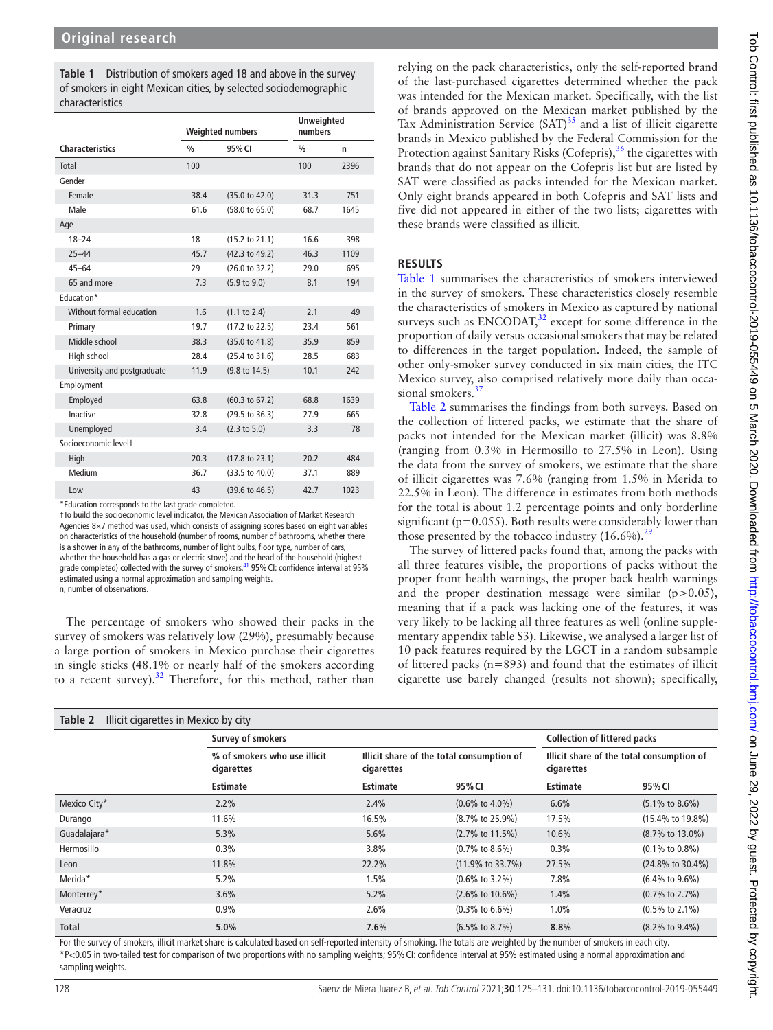**Table 1** Distribution of smokers aged 18 and above in the survey of smokers in eight Mexican cities, by selected sociodemographic characteristics

| | Weighted numbers | | Unweighted numbers | |
|---|---|---|---|---|
| **Characteristics** | **%** | **95% CI** | **%** | **n** |
| Total | 100 | | 100 | 2396 |
| Gender | | | | |
| Female | 38.4 | (35.0 to 42.0) | 31.3 | 751 |
| Male | 61.6 | (58.0 to 65.0) | 68.7 | 1645 |
| Age | | | | |
| 18–24 | 18 | (15.2 to 21.1) | 16.6 | 398 |
| 25–44 | 45.7 | (42.3 to 49.2) | 46.3 | 1109 |
| 45–64 | 29 | (26.0 to 32.2) | 29.0 | 695 |
| 65 and more | 7.3 | (5.9 to 9.0) | 8.1 | 194 |
| Education* | | | | |
| Without formal education | 1.6 | (1.1 to 2.4) | 2.1 | 49 |
| Primary | 19.7 | (17.2 to 22.5) | 23.4 | 561 |
| Middle school | 38.3 | (35.0 to 41.8) | 35.9 | 859 |
| High school | 28.4 | (25.4 to 31.6) | 28.5 | 683 |
| University and postgraduate | 11.9 | (9.8 to 14.5) | 10.1 | 242 |
| Employment | | | | |
| Employed | 63.8 | (60.3 to 67.2) | 68.8 | 1639 |
| Inactive | 32.8 | (29.5 to 36.3) | 27.9 | 665 |
| Unemployed | 3.4 | (2.3 to 5.0) | 3.3 | 78 |
| Socioeconomic level† | | | | |
| High | 20.3 | (17.8 to 23.1) | 20.2 | 484 |
| Medium | 36.7 | (33.5 to 40.0) | 37.1 | 889 |
| Low | 43 | (39.6 to 46.5) | 42.7 | 1023 |

*Education corresponds to the last grade completed.
†To build the socioeconomic level indicator, the Mexican Association of Market Research Agencies 8×7 method was used, which consists of assigning scores based on eight variables on characteristics of the household (number of rooms, number of bathrooms, whether there is a shower in any of the bathrooms, number of light bulbs, floor type, number of cars, whether the household has a gas or electric stove) and the head of the household (highest grade completed) collected with the survey of smokers.[41] 95% CI: confidence interval at 95% estimated using a normal approximation and sampling weights.
n, number of observations.

The percentage of smokers who showed their packs in the survey of smokers was relatively low (29%), presumably because a large portion of smokers in Mexico purchase their cigarettes in single sticks (48.1% or nearly half of the smokers according to a recent survey).[32] Therefore, for this method, rather than relying on the pack characteristics, only the self-reported brand of the last-purchased cigarettes determined whether the pack was intended for the Mexican market. Specifically, with the list of brands approved on the Mexican market published by the Tax Administration Service (SAT)[35] and a list of illicit cigarette brands in Mexico published by the Federal Commission for the Protection against Sanitary Risks (Cofepris),[36] the cigarettes with brands that do not appear on the Cofepris list but are listed by SAT were classified as packs intended for the Mexican market. Only eight brands appeared in both Cofepris and SAT lists and five did not appeared in either of the two lists; cigarettes with these brands were classified as illicit.

## RESULTS

Table 1 summarises the characteristics of smokers interviewed in the survey of smokers. These characteristics closely resemble the characteristics of smokers in Mexico as captured by national surveys such as ENCODAT,[32] except for some difference in the proportion of daily versus occasional smokers that may be related to differences in the target population. Indeed, the sample of other only-smoker survey conducted in six main cities, the ITC Mexico survey, also comprised relatively more daily than occasional smokers.[37]

Table 2 summarises the findings from both surveys. Based on the collection of littered packs, we estimate that the share of packs not intended for the Mexican market (illicit) was 8.8% (ranging from 0.3% in Hermosillo to 27.5% in Leon). Using the data from the survey of smokers, we estimate that the share of illicit cigarettes was 7.6% (ranging from 1.5% in Merida to 22.5% in Leon). The difference in estimates from both methods for the total is about 1.2 percentage points and only borderline significant ($p=0.055$). Both results were considerably lower than those presented by the tobacco industry (16.6%).[29]

The survey of littered packs found that, among the packs with all three features visible, the proportions of packs without the proper front health warnings, the proper back health warnings and the proper destination message were similar ($p>0.05$), meaning that if a pack was lacking one of the features, it was very likely to be lacking all three features as well (online supplementary appendix table S3). Likewise, we analysed a larger list of 10 pack features required by the LGCT in a random subsample of littered packs ($n=893$) and found that the estimates of illicit cigarette use barely changed (results not shown); specifically,

**Table 2** Illicit cigarettes in Mexico by city

| | Survey of smokers | | | Collection of littered packs | |
|---|---|---|---|---|---|
| | % of smokers who use illicit cigarettes | Illicit share of the total consumption of cigarettes | | Illicit share of the total consumption of cigarettes | |
| | **Estimate** | **Estimate** | **95% CI** | **Estimate** | **95% CI** |
| Mexico City* | 2.2% | 2.4% | (0.6% to 4.0%) | 6.6% | (5.1% to 8.6%) |
| Durango | 11.6% | 16.5% | (8.7% to 25.9%) | 17.5% | (15.4% to 19.8%) |
| Guadalajara* | 5.3% | 5.6% | (2.7% to 11.5%) | 10.6% | (8.7% to 13.0%) |
| Hermosillo | 0.3% | 3.8% | (0.7% to 8.6%) | 0.3% | (0.1% to 0.8%) |
| Leon | 11.8% | 22.2% | (11.9% to 33.7%) | 27.5% | (24.8% to 30.4%) |
| Merida* | 5.2% | 1.5% | (0.6% to 3.2%) | 7.8% | (6.4% to 9.6%) |
| Monterrey* | 3.6% | 5.2% | (2.6% to 10.6%) | 1.4% | (0.7% to 2.7%) |
| Veracruz | 0.9% | 2.6% | (0.3% to 6.6%) | 1.0% | (0.5% to 2.1%) |
| **Total** | **5.0%** | **7.6%** | (6.5% to 8.7%) | **8.8%** | (8.2% to 9.4%) |

For the survey of smokers, illicit market share is calculated based on self-reported intensity of smoking. The totals are weighted by the number of smokers in each city.
*$P<0.05$ in two-tailed test for comparison of two proportions with no sampling weights; 95% CI: confidence interval at 95% estimated using a normal approximation and sampling weights.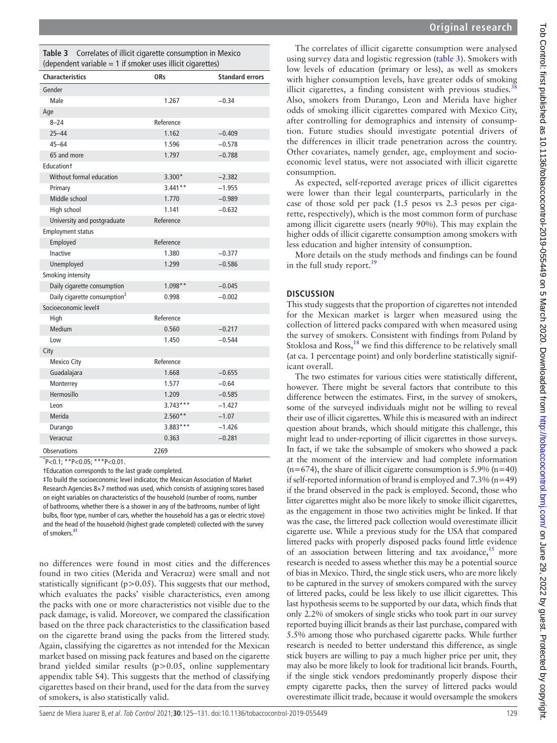**Table 3** Correlates of illicit cigarette consumption in Mexico (dependent variable = 1 if smoker uses illicit cigarettes)

| Characteristics | ORs | Standard errors |
|---|---|---|
| Gender | | |
| Male | 1.267 | −0.34 |
| Age | | |
| 8–24 | Reference | |
| 25–44 | 1.162 | −0.409 |
| 45–64 | 1.596 | −0.578 |
| 65 and more | 1.797 | −0.788 |
| Education† | | |
| Without formal education | 3.300* | −2.382 |
| Primary | 3.441** | −1.955 |
| Middle school | 1.770 | −0.989 |
| High school | 1.141 | −0.632 |
| University and postgraduate | Reference | |
| Employment status | | |
| Employed | Reference | |
| Inactive | 1.380 | −0.377 |
| Unemployed | 1.299 | −0.586 |
| Smoking intensity | | |
| Daily cigarette consumption | 1.098** | −0.045 |
| Daily cigarette consumption$^2$ | 0.998 | −0.002 |
| Socioeconomic level‡ | | |
| High | Reference | |
| Medium | 0.560 | −0.217 |
| Low | 1.450 | −0.544 |
| City | | |
| Mexico City | Reference | |
| Guadalajara | 1.668 | −0.655 |
| Monterrey | 1.577 | −0.64 |
| Hermosillo | 1.209 | −0.585 |
| Leon | 3.743*** | −1.427 |
| Merida | 2.560** | −1.07 |
| Durango | 3.883*** | −1.426 |
| Veracruz | 0.363 | −0.281 |
| Observations | 2269 | |

*P<0.1; **P<0.05; ***P<0.01.

†Education corresponds to the last grade completed.

‡To build the socioeconomic level indicator, the Mexican Association of Market Research Agencies 8×7 method was used, which consists of assigning scores based on eight variables on characteristics of the household (number of rooms, number of bathrooms, whether there is a shower in any of the bathrooms, number of light bulbs, floor type, number of cars, whether the household has a gas or electric stove) and the head of the household (highest grade completed) collected with the survey of smokers.[41]

no differences were found in most cities and the differences found in two cities (Merida and Veracruz) were small and not statistically significant (p>0.05). This suggests that our method, which evaluates the packs' visible characteristics, even among the packs with one or more characteristics not visible due to the pack damage, is valid. Moreover, we compared the classification based on the three pack characteristics to the classification based on the cigarette brand using the packs from the littered study. Again, classifying the cigarettes as not intended for the Mexican market based on missing pack features and based on the cigarette brand yielded similar results (p>0.05, online supplementary appendix table S4). This suggests that the method of classifying cigarettes based on their brand, used for the data from the survey of smokers, is also statistically valid.

The correlates of illicit cigarette consumption were analysed using survey data and logistic regression (table 3). Smokers with low levels of education (primary or less), as well as smokers with higher consumption levels, have greater odds of smoking illicit cigarettes, a finding consistent with previous studies.[38] Also, smokers from Durango, Leon and Merida have higher odds of smoking illicit cigarettes compared with Mexico City, after controlling for demographics and intensity of consumption. Future studies should investigate potential drivers of the differences in illicit trade penetration across the country. Other covariates, namely gender, age, employment and socioeconomic level status, were not associated with illicit cigarette consumption.

As expected, self-reported average prices of illicit cigarettes were lower than their legal counterparts, particularly in the case of those sold per pack (1.5 pesos vs 2.3 pesos per cigarette, respectively), which is the most common form of purchase among illicit cigarette users (nearly 90%). This may explain the higher odds of illicit cigarette consumption among smokers with less education and higher intensity of consumption.

More details on the study methods and findings can be found in the full study report.[39]

## DISCUSSION

This study suggests that the proportion of cigarettes not intended for the Mexican market is larger when measured using the collection of littered packs compared with when measured using the survey of smokers. Consistent with findings from Poland by Stoklosa and Ross,[18] we find this difference to be relatively small (at ca. 1 percentage point) and only borderline statistically significant overall.

The two estimates for various cities were statistically different, however. There might be several factors that contribute to this difference between the estimates. First, in the survey of smokers, some of the surveyed individuals might not be willing to reveal their use of illicit cigarettes. While this is measured with an indirect question about brands, which should mitigate this challenge, this might lead to under-reporting of illicit cigarettes in those surveys. In fact, if we take the subsample of smokers who showed a pack at the moment of the interview and had complete information (n=674), the share of illicit cigarette consumption is 5.9% (n=40) if self-reported information of brand is employed and 7.3% (n=49) if the brand observed in the pack is employed. Second, those who litter cigarettes might also be more likely to smoke illicit cigarettes, as the engagement in those two activities might be linked. If that was the case, the littered pack collection would overestimate illicit cigarette use. While a previous study for the USA that compared littered packs with properly disposed packs found little evidence of an association between littering and tax avoidance,[15] more research is needed to assess whether this may be a potential source of bias in Mexico. Third, the single stick users, who are more likely to be captured in the survey of smokers compared with the survey of littered packs, could be less likely to use illicit cigarettes. This last hypothesis seems to be supported by our data, which finds that only 2.2% of smokers of single sticks who took part in our survey reported buying illicit brands as their last purchase, compared with 5.5% among those who purchased cigarette packs. While further research is needed to better understand this difference, as single stick buyers are willing to pay a much higher price per unit, they may also be more likely to look for traditional licit brands. Fourth, if the single stick vendors predominantly properly dispose their empty cigarette packs, then the survey of littered packs would overestimate illicit trade, because it would oversample the smokers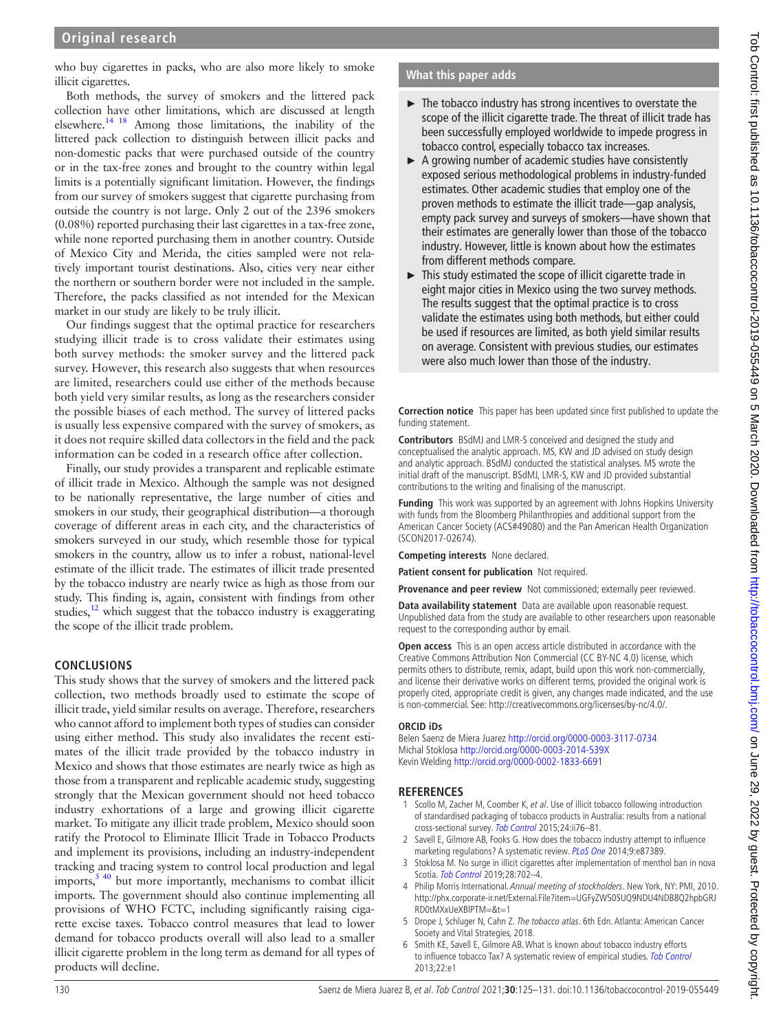who buy cigarettes in packs, who are also more likely to smoke illicit cigarettes.

Both methods, the survey of smokers and the littered pack collection have other limitations, which are discussed at length elsewhere.[14 18] Among those limitations, the inability of the littered pack collection to distinguish between illicit packs and non-domestic packs that were purchased outside of the country or in the tax-free zones and brought to the country within legal limits is a potentially significant limitation. However, the findings from our survey of smokers suggest that cigarette purchasing from outside the country is not large. Only 2 out of the 2396 smokers (0.08%) reported purchasing their last cigarettes in a tax-free zone, while none reported purchasing them in another country. Outside of Mexico City and Merida, the cities sampled were not relatively important tourist destinations. Also, cities very near either the northern or southern border were not included in the sample. Therefore, the packs classified as not intended for the Mexican market in our study are likely to be truly illicit.

Our findings suggest that the optimal practice for researchers studying illicit trade is to cross validate their estimates using both survey methods: the smoker survey and the littered pack survey. However, this research also suggests that when resources are limited, researchers could use either of the methods because both yield very similar results, as long as the researchers consider the possible biases of each method. The survey of littered packs is usually less expensive compared with the survey of smokers, as it does not require skilled data collectors in the field and the pack information can be coded in a research office after collection.

Finally, our study provides a transparent and replicable estimate of illicit trade in Mexico. Although the sample was not designed to be nationally representative, the large number of cities and smokers in our study, their geographical distribution—a thorough coverage of different areas in each city, and the characteristics of smokers surveyed in our study, which resemble those for typical smokers in the country, allow us to infer a robust, national-level estimate of the illicit trade. The estimates of illicit trade presented by the tobacco industry are nearly twice as high as those from our study. This finding is, again, consistent with findings from other studies,[12] which suggest that the tobacco industry is exaggerating the scope of the illicit trade problem.

## CONCLUSIONS

This study shows that the survey of smokers and the littered pack collection, two methods broadly used to estimate the scope of illicit trade, yield similar results on average. Therefore, researchers who cannot afford to implement both types of studies can consider using either method. This study also invalidates the recent estimates of the illicit trade provided by the tobacco industry in Mexico and shows that those estimates are nearly twice as high as those from a transparent and replicable academic study, suggesting strongly that the Mexican government should not heed tobacco industry exhortations of a large and growing illicit cigarette market. To mitigate any illicit trade problem, Mexico should soon ratify the Protocol to Eliminate Illicit Trade in Tobacco Products and implement its provisions, including an industry-independent tracking and tracing system to control local production and legal imports,[5 40] but more importantly, mechanisms to combat illicit imports. The government should also continue implementing all provisions of WHO FCTC, including significantly raising cigarette excise taxes. Tobacco control measures that lead to lower demand for tobacco products overall will also lead to a smaller illicit cigarette problem in the long term as demand for all types of products will decline.

### What this paper adds

- The tobacco industry has strong incentives to overstate the scope of the illicit cigarette trade. The threat of illicit trade has been successfully employed worldwide to impede progress in tobacco control, especially tobacco tax increases.
- A growing number of academic studies have consistently exposed serious methodological problems in industry-funded estimates. Other academic studies that employ one of the proven methods to estimate the illicit trade—gap analysis, empty pack survey and surveys of smokers—have shown that their estimates are generally lower than those of the tobacco industry. However, little is known about how the estimates from different methods compare.
- This study estimated the scope of illicit cigarette trade in eight major cities in Mexico using the two survey methods. The results suggest that the optimal practice is to cross validate the estimates using both methods, but either could be used if resources are limited, as both yield similar results on average. Consistent with previous studies, our estimates were also much lower than those of the industry.

**Correction notice** This paper has been updated since first published to update the funding statement.

**Contributors** BSdMJ and LMR-S conceived and designed the study and conceptualised the analytic approach. MS, KW and JD advised on study design and analytic approach. BSdMJ conducted the statistical analyses. MS wrote the initial draft of the manuscript. BSdMJ, LMR-S, KW and JD provided substantial contributions to the writing and finalising of the manuscript.

**Funding** This work was supported by an agreement with Johns Hopkins University with funds from the Bloomberg Philanthropies and additional support from the American Cancer Society (ACS#49080) and the Pan American Health Organization (SCON2017-02674).

**Competing interests** None declared.

**Patient consent for publication** Not required.

**Provenance and peer review** Not commissioned; externally peer reviewed.

**Data availability statement** Data are available upon reasonable request. Unpublished data from the study are available to other researchers upon reasonable request to the corresponding author by email.

**Open access** This is an open access article distributed in accordance with the Creative Commons Attribution Non Commercial (CC BY-NC 4.0) license, which permits others to distribute, remix, adapt, build upon this work non-commercially, and license their derivative works on different terms, provided the original work is properly cited, appropriate credit is given, any changes made indicated, and the use is non-commercial. See: http://creativecommons.org/licenses/by-nc/4.0/.

### ORCID iDs

Belen Saenz de Miera Juarez http://orcid.org/0000-0003-3117-0734
Michal Stoklosa http://orcid.org/0000-0003-2014-539X
Kevin Welding http://orcid.org/0000-0002-1833-6691

## REFERENCES

1. Scollo M, Zacher M, Coomber K, *et al*. Use of illicit tobacco following introduction of standardised packaging of tobacco products in Australia: results from a national cross-sectional survey. *Tob Control* 2015;24:ii76–81.
2. Savell E, Gilmore AB, Fooks G. How does the tobacco industry attempt to influence marketing regulations? A systematic review. *PLoS One* 2014;9:e87389.
3. Stoklosa M. No surge in illicit cigarettes after implementation of menthol ban in nova Scotia. *Tob Control* 2019;28:702–4.
4. Philip Morris International. *Annual meeting of stockholders*. New York, NY: PMI, 2010. http://phx.corporate-ir.net/External.File?item=UGFyZW50SUQ9NDU4NDB8Q2hpbGRJRD0tMXxUeXBlPTM=&t=1
5. Drope J, Schluger N, Cahn Z. *The tobacco atlas*. 6th Edn. Atlanta: American Cancer Society and Vital Strategies, 2018.
6. Smith KE, Savell E, Gilmore AB. What is known about tobacco industry efforts to influence tobacco Tax? A systematic review of empirical studies. *Tob Control* 2013;22:e1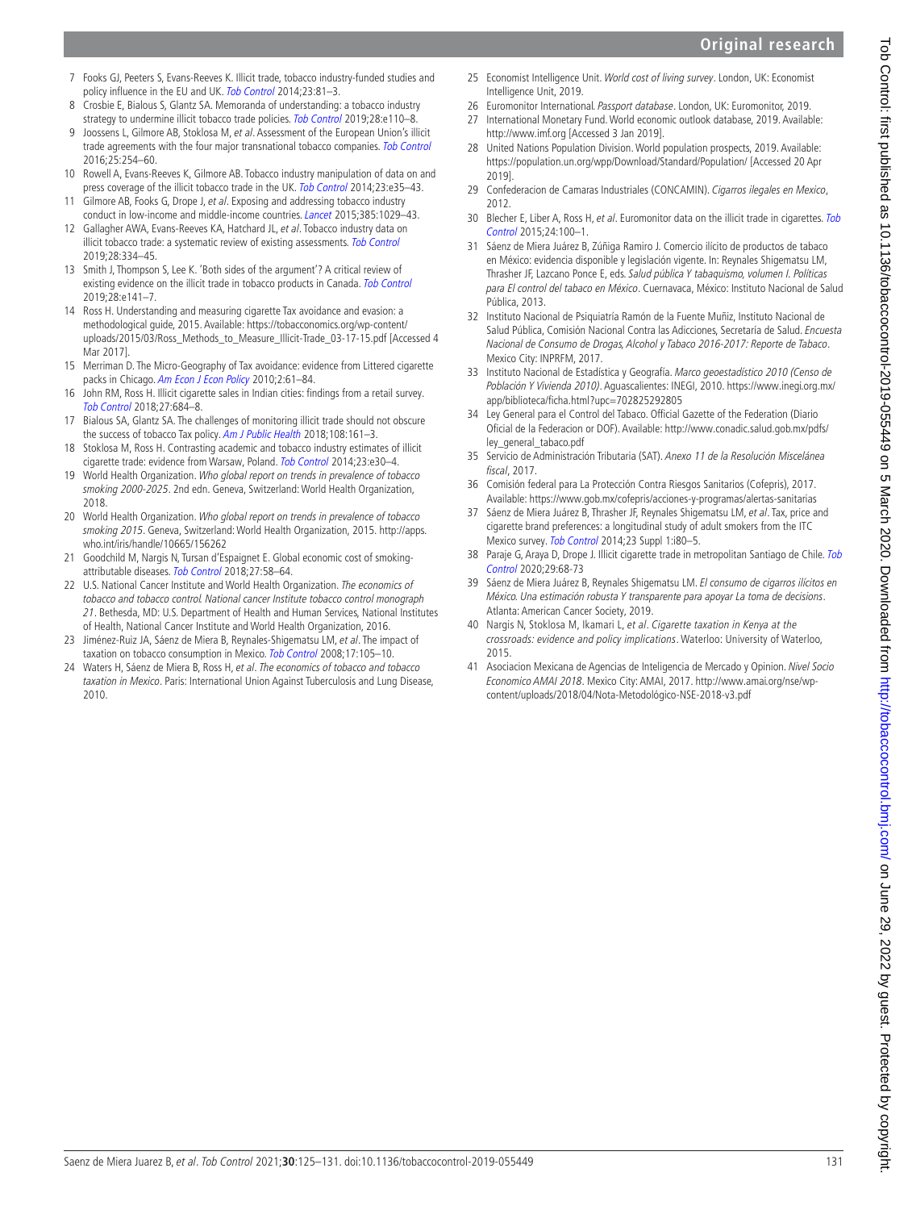7 Fooks GJ, Peeters S, Evans-Reeves K. Illicit trade, tobacco industry-funded studies and policy influence in the EU and UK. *Tob Control* 2014;23:81–3.
8 Crosbie E, Bialous S, Glantz SA. Memoranda of understanding: a tobacco industry strategy to undermine illicit tobacco trade policies. *Tob Control* 2019;28:e110–8.
9 Joossens L, Gilmore AB, Stoklosa M, *et al*. Assessment of the European Union's illicit trade agreements with the four major transnational tobacco companies. *Tob Control* 2016;25:254–60.
10 Rowell A, Evans-Reeves K, Gilmore AB. Tobacco industry manipulation of data on and press coverage of the illicit tobacco trade in the UK. *Tob Control* 2014;23:e35–43.
11 Gilmore AB, Fooks G, Drope J, *et al*. Exposing and addressing tobacco industry conduct in low-income and middle-income countries. *Lancet* 2015;385:1029–43.
12 Gallagher AWA, Evans-Reeves KA, Hatchard JL, *et al*. Tobacco industry data on illicit tobacco trade: a systematic review of existing assessments. *Tob Control* 2019;28:334–45.
13 Smith J, Thompson S, Lee K. 'Both sides of the argument'? A critical review of existing evidence on the illicit trade in tobacco products in Canada. *Tob Control* 2019;28:e141–7.
14 Ross H. Understanding and measuring cigarette Tax avoidance and evasion: a methodological guide, 2015. Available: https://tobacconomics.org/wp-content/uploads/2015/03/Ross_Methods_to_Measure_Illicit-Trade_03-17-15.pdf [Accessed 4 Mar 2017].
15 Merriman D. The Micro-Geography of Tax avoidance: evidence from Littered cigarette packs in Chicago. *Am Econ J Econ Policy* 2010;2:61–84.
16 John RM, Ross H. Illicit cigarette sales in Indian cities: findings from a retail survey. *Tob Control* 2018;27:684–8.
17 Bialous SA, Glantz SA. The challenges of monitoring illicit trade should not obscure the success of tobacco Tax policy. *Am J Public Health* 2018;108:161–3.
18 Stoklosa M, Ross H. Contrasting academic and tobacco industry estimates of illicit cigarette trade: evidence from Warsaw, Poland. *Tob Control* 2014;23:e30–4.
19 World Health Organization. *Who global report on trends in prevalence of tobacco smoking 2000-2025*. 2nd edn. Geneva, Switzerland: World Health Organization, 2018.
20 World Health Organization. *Who global report on trends in prevalence of tobacco smoking 2015*. Geneva, Switzerland: World Health Organization, 2015. http://apps.who.int/iris/handle/10665/156262
21 Goodchild M, Nargis N, Tursan d'Espaignet E. Global economic cost of smoking-attributable diseases. *Tob Control* 2018;27:58–64.
22 U.S. National Cancer Institute and World Health Organization. *The economics of tobacco and tobacco control. National cancer Institute tobacco control monograph 21*. Bethesda, MD: U.S. Department of Health and Human Services, National Institutes of Health, National Cancer Institute and World Health Organization, 2016.
23 Jiménez-Ruiz JA, Sáenz de Miera B, Reynales-Shigematsu LM, *et al*. The impact of taxation on tobacco consumption in Mexico. *Tob Control* 2008;17:105–10.
24 Waters H, Sáenz de Miera B, Ross H, *et al*. *The economics of tobacco and tobacco taxation in Mexico*. Paris: International Union Against Tuberculosis and Lung Disease, 2010.
25 Economist Intelligence Unit. *World cost of living survey*. London, UK: Economist Intelligence Unit, 2019.
26 Euromonitor International. *Passport database*. London, UK: Euromonitor, 2019.
27 International Monetary Fund. World economic outlook database, 2019. Available: http://www.imf.org [Accessed 3 Jan 2019].
28 United Nations Population Division. World population prospects, 2019. Available: https://population.un.org/wpp/Download/Standard/Population/ [Accessed 20 Apr 2019].
29 Confederacion de Camaras Industriales (CONCAMIN). *Cigarros ilegales en Mexico*, 2012.
30 Blecher E, Liber A, Ross H, *et al*. Euromonitor data on the illicit trade in cigarettes. *Tob Control* 2015;24:100–1.
31 Sáenz de Miera Juárez B, Zúñiga Ramiro J. Comercio ilícito de productos de tabaco en México: evidencia disponible y legislación vigente. In: Reynales Shigematsu LM, Thrasher JF, Lazcano Ponce E, eds. *Salud pública Y tabaquismo, volumen I. Políticas para El control del tabaco en México*. Cuernavaca, México: Instituto Nacional de Salud Pública, 2013.
32 Instituto Nacional de Psiquiatría Ramón de la Fuente Muñiz, Instituto Nacional de Salud Pública, Comisión Nacional Contra las Adicciones, Secretaría de Salud. *Encuesta Nacional de Consumo de Drogas, Alcohol y Tabaco 2016-2017: Reporte de Tabaco*. Mexico City: INPRFM, 2017.
33 Instituto Nacional de Estadística y Geografía. *Marco geoestadístico 2010 (Censo de Población Y Vivienda 2010)*. Aguascalientes: INEGI, 2010. https://www.inegi.org.mx/app/biblioteca/ficha.html?upc=702825292805
34 Ley General para el Control del Tabaco. Official Gazette of the Federation (Diario Oficial de la Federacion or DOF). Available: http://www.conadic.salud.gob.mx/pdfs/ley_general_tabaco.pdf
35 Servicio de Administración Tributaria (SAT). *Anexo 11 de la Resolución Miscelánea fiscal*, 2017.
36 Comisión federal para La Protección Contra Riesgos Sanitarios (Cofepris), 2017. Available: https://www.gob.mx/cofepris/acciones-y-programas/alertas-sanitarias
37 Sáenz de Miera Juárez B, Thrasher JF, Reynales Shigematsu LM, *et al*. Tax, price and cigarette brand preferences: a longitudinal study of adult smokers from the ITC Mexico survey. *Tob Control* 2014;23 Suppl 1:i80–5.
38 Paraje G, Araya D, Drope J. Illicit cigarette trade in metropolitan Santiago de Chile. *Tob Control* 2020;29:68-73
39 Sáenz de Miera Juárez B, Reynales Shigematsu LM. *El consumo de cigarros ilícitos en México. Una estimación robusta Y transparente para apoyar La toma de decisions*. Atlanta: American Cancer Society, 2019.
40 Nargis N, Stoklosa M, Ikamari L, *et al*. *Cigarette taxation in Kenya at the crossroads: evidence and policy implications*. Waterloo: University of Waterloo, 2015.
41 Asociacion Mexicana de Agencias de Inteligencia de Mercado y Opinion. *Nivel Socio Economico AMAI 2018*. Mexico City: AMAI, 2017. http://www.amai.org/nse/wp-content/uploads/2018/04/Nota-Metodológico-NSE-2018-v3.pdf